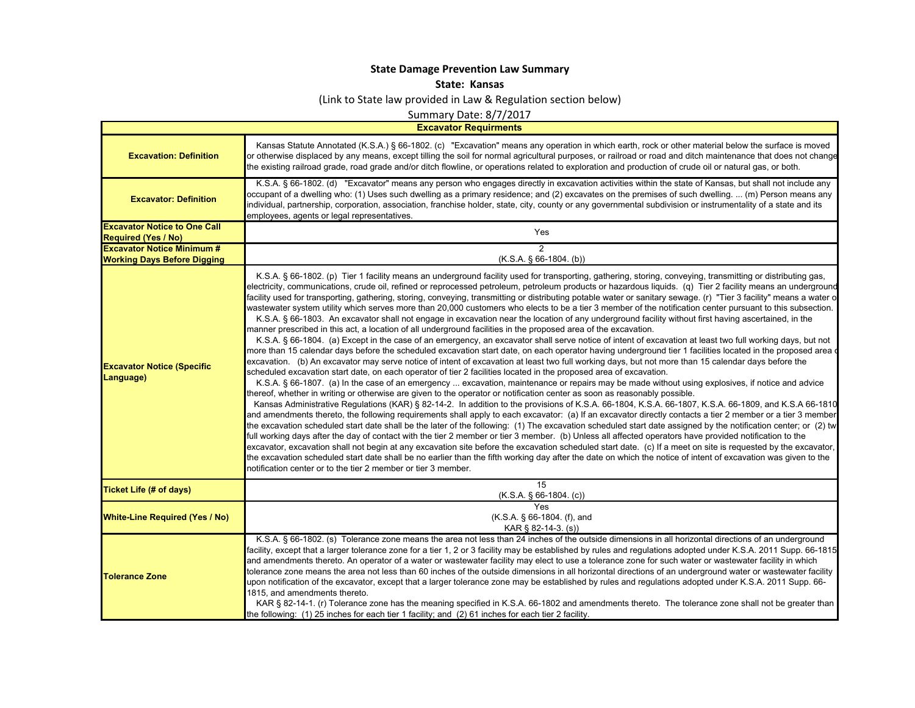**State Damage Prevention Law Summary**

**State: Kansas**

(Link to State law provided in Law & Regulation section below)

Summary Date: 8/7/2017

| **Excavator Requirments** | |
|---|---|
| **Excavation: Definition** | Kansas Statute Annotated (K.S.A.) § 66-1802. (c) "Excavation" means any operation in which earth, rock or other material below the surface is moved or otherwise displaced by any means, except tilling the soil for normal agricultural purposes, or railroad or road and ditch maintenance that does not change the existing railroad grade, road grade and/or ditch flowline, or operations related to exploration and production of crude oil or natural gas, or both. |
| **Excavator: Definition** | K.S.A. § 66-1802. (d) "Excavator" means any person who engages directly in excavation activities within the state of Kansas, but shall not include any occupant of a dwelling who: (1) Uses such dwelling as a primary residence; and (2) excavates on the premises of such dwelling. ... (m) Person means any individual, partnership, corporation, association, franchise holder, state, city, county or any governmental subdivision or instrumentality of a state and its employees, agents or legal representatives. |
| **Excavator Notice to One Call Required (Yes / No)** | Yes |
| **Excavator Notice Minimum # Working Days Before Digging** | 2<br>(K.S.A. § 66-1804. (b)) |
| **Excavator Notice (Specific Language)** | K.S.A. § 66-1802. (p) Tier 1 facility means an underground facility used for transporting, gathering, storing, conveying, transmitting or distributing gas, electricity, communications, crude oil, refined or reprocessed petroleum, petroleum products or hazardous liquids. (q) Tier 2 facility means an underground facility used for transporting, gathering, storing, conveying, transmitting or distributing potable water or sanitary sewage. (r) "Tier 3 facility" means a water or wastewater system utility which serves more than 20,000 customers who elects to be a tier 3 member of the notification center pursuant to this subsection.<br>K.S.A. § 66-1803. An excavator shall not engage in excavation near the location of any underground facility without first having ascertained, in the manner prescribed in this act, a location of all underground facilities in the proposed area of the excavation.<br>K.S.A. § 66-1804. (a) Except in the case of an emergency, an excavator shall serve notice of intent of excavation at least two full working days, but not more than 15 calendar days before the scheduled excavation start date, on each operator having underground tier 1 facilities located in the proposed area of excavation. (b) An excavator may serve notice of intent of excavation at least two full working days, but not more than 15 calendar days before the scheduled excavation start date, on each operator of tier 2 facilities located in the proposed area of excavation.<br>K.S.A. § 66-1807. (a) In the case of an emergency ... excavation, maintenance or repairs may be made without using explosives, if notice and advice thereof, whether in writing or otherwise are given to the operator or notification center as soon as reasonably possible.<br>Kansas Administrative Regulations (KAR) § 82-14-2. In addition to the provisions of K.S.A. 66-1804, K.S.A. 66-1807, K.S.A. 66-1809, and K.S.A 66-1810 and amendments thereto, the following requirements shall apply to each excavator: (a) If an excavator directly contacts a tier 2 member or a tier 3 member, the excavation scheduled start date shall be the later of the following: (1) The excavation scheduled start date assigned by the notification center; or (2) two full working days after the day of contact with the tier 2 member or tier 3 member. (b) Unless all affected operators have provided notification to the excavator, excavation shall not begin at any excavation site before the excavation scheduled start date. (c) If a meet on site is requested by the excavator, the excavation scheduled start date shall be no earlier than the fifth working day after the date on which the notice of intent of excavation was given to the notification center or to the tier 2 member or tier 3 member. |
| **Ticket Life (# of days)** | 15<br>(K.S.A. § 66-1804. (c)) |
| **White-Line Required (Yes / No)** | Yes<br>(K.S.A. § 66-1804. (f), and<br>KAR § 82-14-3. (s)) |
| **Tolerance Zone** | K.S.A. § 66-1802. (s) Tolerance zone means the area not less than 24 inches of the outside dimensions in all horizontal directions of an underground facility, except that a larger tolerance zone for a tier 1, 2 or 3 facility may be established by rules and regulations adopted under K.S.A. 2011 Supp. 66-1815 and amendments thereto. An operator of a water or wastewater facility may elect to use a tolerance zone for such water or wastewater facility in which tolerance zone means the area not less than 60 inches of the outside dimensions in all horizontal directions of an underground water or wastewater facility upon notification of the excavator, except that a larger tolerance zone may be established by rules and regulations adopted under K.S.A. 2011 Supp. 66-1815, and amendments thereto.<br>KAR § 82-14-1. (r) Tolerance zone has the meaning specified in K.S.A. 66-1802 and amendments thereto. The tolerance zone shall not be greater than the following: (1) 25 inches for each tier 1 facility; and (2) 61 inches for each tier 2 facility. |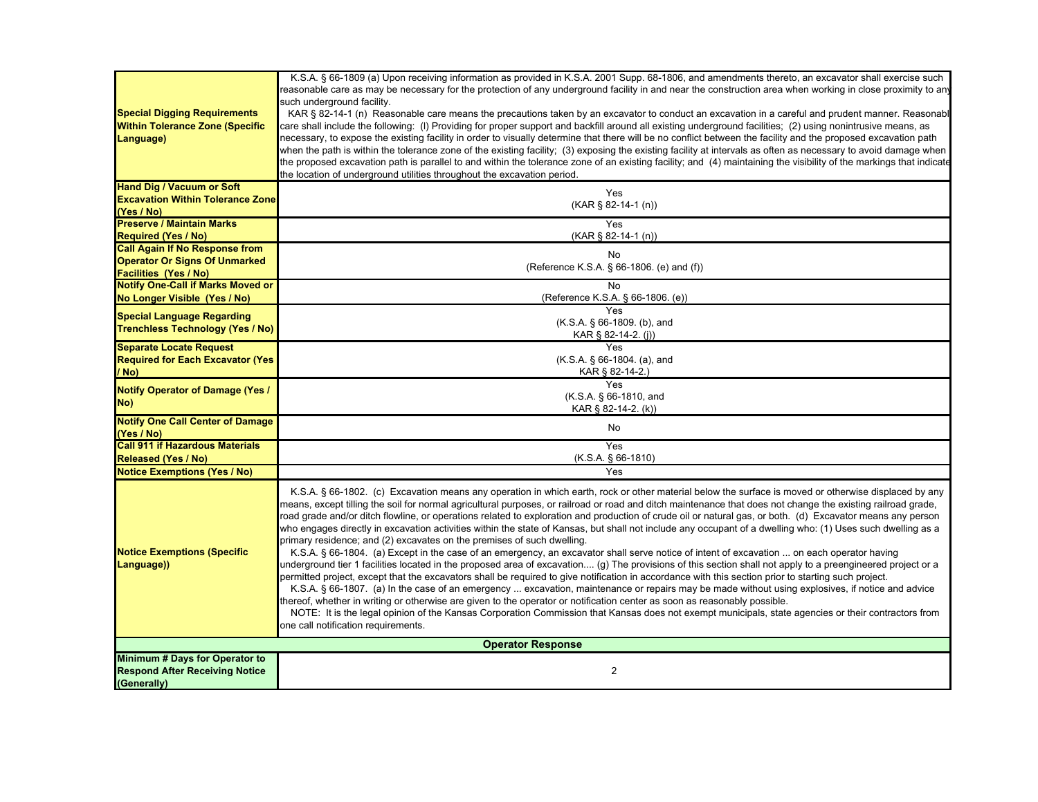| | |
|---|---|
| **Special Digging Requirements Within Tolerance Zone (Specific Language)** | K.S.A. § 66-1809 (a) Upon receiving information as provided in K.S.A. 2001 Supp. 68-1806, and amendments thereto, an excavator shall exercise such reasonable care as may be necessary for the protection of any underground facility in and near the construction area when working in close proximity to any such underground facility. KAR § 82-14-1 (n) Reasonable care means the precautions taken by an excavator to conduct an excavation in a careful and prudent manner. Reasonable care shall include the following: (l) Providing for proper support and backfill around all existing underground facilities; (2) using nonintrusive means, as necessary, to expose the existing facility in order to visually determine that there will be no conflict between the facility and the proposed excavation path when the path is within the tolerance zone of the existing facility; (3) exposing the existing facility at intervals as often as necessary to avoid damage when the proposed excavation path is parallel to and within the tolerance zone of an existing facility; and (4) maintaining the visibility of the markings that indicate the location of underground utilities throughout the excavation period. |
| **Hand Dig / Vacuum or Soft Excavation Within Tolerance Zone (Yes / No)** | Yes (KAR § 82-14-1 (n)) |
| **Preserve / Maintain Marks Required (Yes / No)** | Yes (KAR § 82-14-1 (n)) |
| **Call Again If No Response from Operator Or Signs Of Unmarked Facilities (Yes / No)** | No (Reference K.S.A. § 66-1806. (e) and (f)) |
| **Notify One-Call if Marks Moved or No Longer Visible (Yes / No)** | No (Reference K.S.A. § 66-1806. (e)) |
| **Special Language Regarding Trenchless Technology (Yes / No)** | Yes (K.S.A. § 66-1809. (b), and KAR § 82-14-2. (j)) |
| **Separate Locate Request Required for Each Excavator (Yes / No)** | Yes (K.S.A. § 66-1804. (a), and KAR § 82-14-2.) |
| **Notify Operator of Damage (Yes / No)** | Yes (K.S.A. § 66-1810, and KAR § 82-14-2. (k)) |
| **Notify One Call Center of Damage (Yes / No)** | No |
| **Call 911 if Hazardous Materials Released (Yes / No)** | Yes (K.S.A. § 66-1810) |
| **Notice Exemptions (Yes / No)** | Yes |
| **Notice Exemptions (Specific Language))** | K.S.A. § 66-1802. (c) Excavation means any operation in which earth, rock or other material below the surface is moved or otherwise displaced by any means, except tilling the soil for normal agricultural purposes, or railroad or road and ditch maintenance that does not change the existing railroad grade, road grade and/or ditch flowline, or operations related to exploration and production of crude oil or natural gas, or both. (d) Excavator means any person who engages directly in excavation activities within the state of Kansas, but shall not include any occupant of a dwelling who: (1) Uses such dwelling as a primary residence; and (2) excavates on the premises of such dwelling. K.S.A. § 66-1804. (a) Except in the case of an emergency, an excavator shall serve notice of intent of excavation ... on each operator having underground tier 1 facilities located in the proposed area of excavation.... (g) The provisions of this section shall not apply to a preengineered project or a permitted project, except that the excavators shall be required to give notification in accordance with this section prior to starting such project. K.S.A. § 66-1807. (a) In the case of an emergency ... excavation, maintenance or repairs may be made without using explosives, if notice and advice thereof, whether in writing or otherwise are given to the operator or notification center as soon as reasonably possible. NOTE: It is the legal opinion of the Kansas Corporation Commission that Kansas does not exempt municipals, state agencies or their contractors from one call notification requirements. |
| **Operator Response** | |
| **Minimum # Days for Operator to Respond After Receiving Notice (Generally)** | 2 |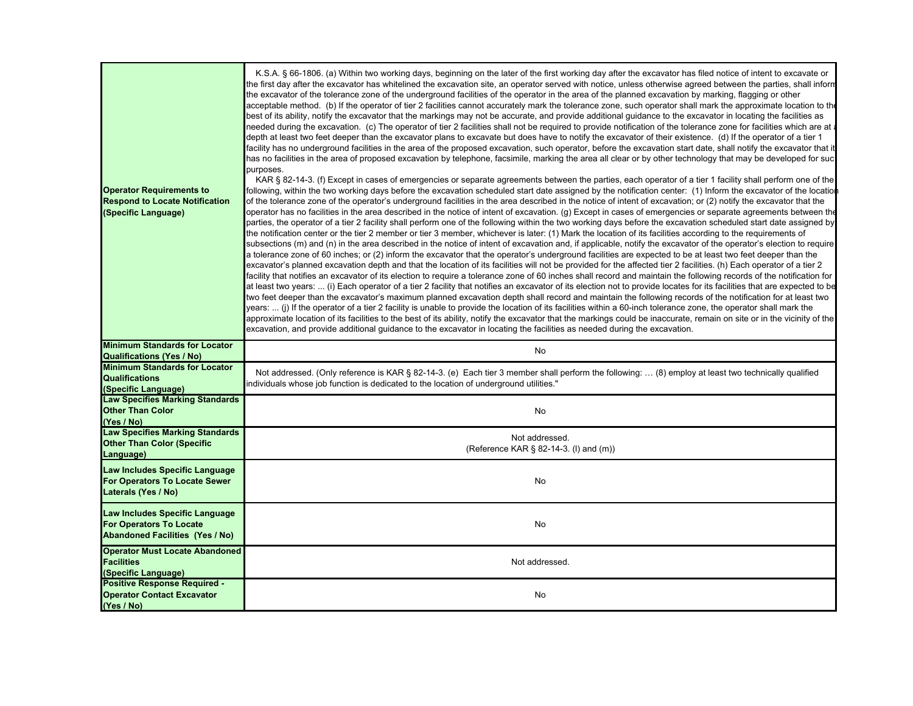| | |
|---|---|
| **Operator Requirements to Respond to Locate Notification (Specific Language)** | K.S.A. § 66-1806. (a) Within two working days, beginning on the later of the first working day after the excavator has filed notice of intent to excavate or the first day after the excavator has whitelined the excavation site, an operator served with notice, unless otherwise agreed between the parties, shall inform the excavator of the tolerance zone of the underground facilities of the operator in the area of the planned excavation by marking, flagging or other acceptable method. (b) If the operator of tier 2 facilities cannot accurately mark the tolerance zone, such operator shall mark the approximate location to the best of its ability, notify the excavator that the markings may not be accurate, and provide additional guidance to the excavator in locating the facilities as needed during the excavation. (c) The operator of tier 2 facilities shall not be required to provide notification of the tolerance zone for facilities which are at a depth at least two feet deeper than the excavator plans to excavate but does have to notify the excavator of their existence. (d) If the operator of a tier 1 facility has no underground facilities in the area of the proposed excavation, such operator, before the excavation start date, shall notify the excavator that it has no facilities in the area of proposed excavation by telephone, facsimile, marking the area all clear or by other technology that may be developed for such purposes.<br>KAR § 82-14-3. (f) Except in cases of emergencies or separate agreements between the parties, each operator of a tier 1 facility shall perform one of the following, within the two working days before the excavation scheduled start date assigned by the notification center: (1) Inform the excavator of the location of the tolerance zone of the operator's underground facilities in the area described in the notice of intent of excavation; or (2) notify the excavator that the operator has no facilities in the area described in the notice of intent of excavation. (g) Except in cases of emergencies or separate agreements between the parties, the operator of a tier 2 facility shall perform one of the following within the two working days before the excavation scheduled start date assigned by the notification center or the tier 2 member or tier 3 member, whichever is later: (1) Mark the location of its facilities according to the requirements of subsections (m) and (n) in the area described in the notice of intent of excavation and, if applicable, notify the excavator of the operator's election to require a tolerance zone of 60 inches; or (2) inform the excavator that the operator's underground facilities are expected to be at least two feet deeper than the excavator's planned excavation depth and that the location of its facilities will not be provided for the affected tier 2 facilities. (h) Each operator of a tier 2 facility that notifies an excavator of its election to require a tolerance zone of 60 inches shall record and maintain the following records of the notification for at least two years: ... (i) Each operator of a tier 2 facility that notifies an excavator of its election not to provide locates for its facilities that are expected to be two feet deeper than the excavator's maximum planned excavation depth shall record and maintain the following records of the notification for at least two years: ... (j) If the operator of a tier 2 facility is unable to provide the location of its facilities within a 60-inch tolerance zone, the operator shall mark the approximate location of its facilities to the best of its ability, notify the excavator that the markings could be inaccurate, remain on site or in the vicinity of the excavation, and provide additional guidance to the excavator in locating the facilities as needed during the excavation. |
| **Minimum Standards for Locator Qualifications (Yes / No)** | No |
| **Minimum Standards for Locator Qualifications (Specific Language)** | Not addressed. (Only reference is KAR § 82-14-3. (e) Each tier 3 member shall perform the following: … (8) employ at least two technically qualified individuals whose job function is dedicated to the location of underground utilities." |
| **Law Specifies Marking Standards Other Than Color (Yes / No)** | No |
| **Law Specifies Marking Standards Other Than Color (Specific Language)** | Not addressed.<br>(Reference KAR § 82-14-3. (l) and (m)) |
| **Law Includes Specific Language For Operators To Locate Sewer Laterals (Yes / No)** | No |
| **Law Includes Specific Language For Operators To Locate Abandoned Facilities (Yes / No)** | No |
| **Operator Must Locate Abandoned Facilities (Specific Language)** | Not addressed. |
| **Positive Response Required - Operator Contact Excavator (Yes / No)** | No |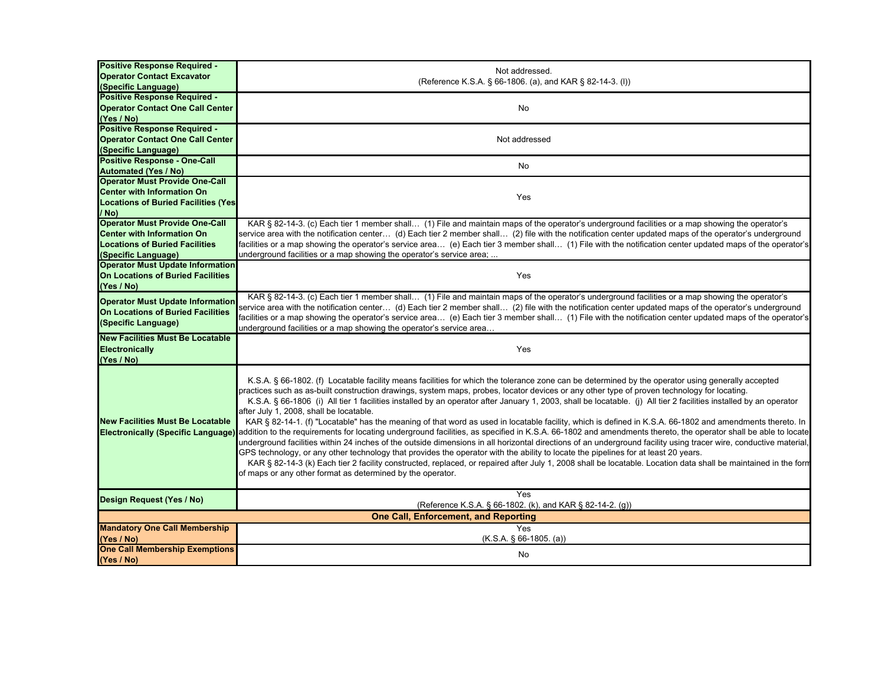| | |
|---|---|
| **Positive Response Required - Operator Contact Excavator (Specific Language)** | Not addressed.<br>(Reference K.S.A. § 66-1806. (a), and KAR § 82-14-3. (l)) |
| **Positive Response Required - Operator Contact One Call Center (Yes / No)** | No |
| **Positive Response Required - Operator Contact One Call Center (Specific Language)** | Not addressed |
| **Positive Response - One-Call Automated (Yes / No)** | No |
| **Operator Must Provide One-Call Center with Information On Locations of Buried Facilities (Yes / No)** | Yes |
| **Operator Must Provide One-Call Center with Information On Locations of Buried Facilities (Specific Language)** | KAR § 82-14-3. (c) Each tier 1 member shall… (1) File and maintain maps of the operator's underground facilities or a map showing the operator's service area with the notification center… (d) Each tier 2 member shall… (2) file with the notification center updated maps of the operator's underground facilities or a map showing the operator's service area… (e) Each tier 3 member shall… (1) File with the notification center updated maps of the operator's underground facilities or a map showing the operator's service area; ... |
| **Operator Must Update Information On Locations of Buried Facilities (Yes / No)** | Yes |
| **Operator Must Update Information On Locations of Buried Facilities (Specific Language)** | KAR § 82-14-3. (c) Each tier 1 member shall… (1) File and maintain maps of the operator's underground facilities or a map showing the operator's service area with the notification center… (d) Each tier 2 member shall… (2) file with the notification center updated maps of the operator's underground facilities or a map showing the operator's service area… (e) Each tier 3 member shall… (1) File with the notification center updated maps of the operator's underground facilities or a map showing the operator's service area… |
| **New Facilities Must Be Locatable Electronically (Yes / No)** | Yes |
| **New Facilities Must Be Locatable Electronically (Specific Language)** | K.S.A. § 66-1802. (f) Locatable facility means facilities for which the tolerance zone can be determined by the operator using generally accepted practices such as as-built construction drawings, system maps, probes, locator devices or any other type of proven technology for locating.<br>K.S.A. § 66-1806 (i) All tier 1 facilities installed by an operator after January 1, 2003, shall be locatable. (j) All tier 2 facilities installed by an operator after July 1, 2008, shall be locatable.<br>KAR § 82-14-1. (f) "Locatable" has the meaning of that word as used in locatable facility, which is defined in K.S.A. 66-1802 and amendments thereto. In addition to the requirements for locating underground facilities, as specified in K.S.A. 66-1802 and amendments thereto, the operator shall be able to locate underground facilities within 24 inches of the outside dimensions in all horizontal directions of an underground facility using tracer wire, conductive material, GPS technology, or any other technology that provides the operator with the ability to locate the pipelines for at least 20 years.<br>KAR § 82-14-3 (k) Each tier 2 facility constructed, replaced, or repaired after July 1, 2008 shall be locatable. Location data shall be maintained in the form of maps or any other format as determined by the operator. |
| **Design Request (Yes / No)** | Yes<br>(Reference K.S.A. § 66-1802. (k), and KAR § 82-14-2. (g)) |
| **One Call, Enforcement, and Reporting** | |
| **Mandatory One Call Membership (Yes / No)** | Yes<br>(K.S.A. § 66-1805. (a)) |
| **One Call Membership Exemptions (Yes / No)** | No |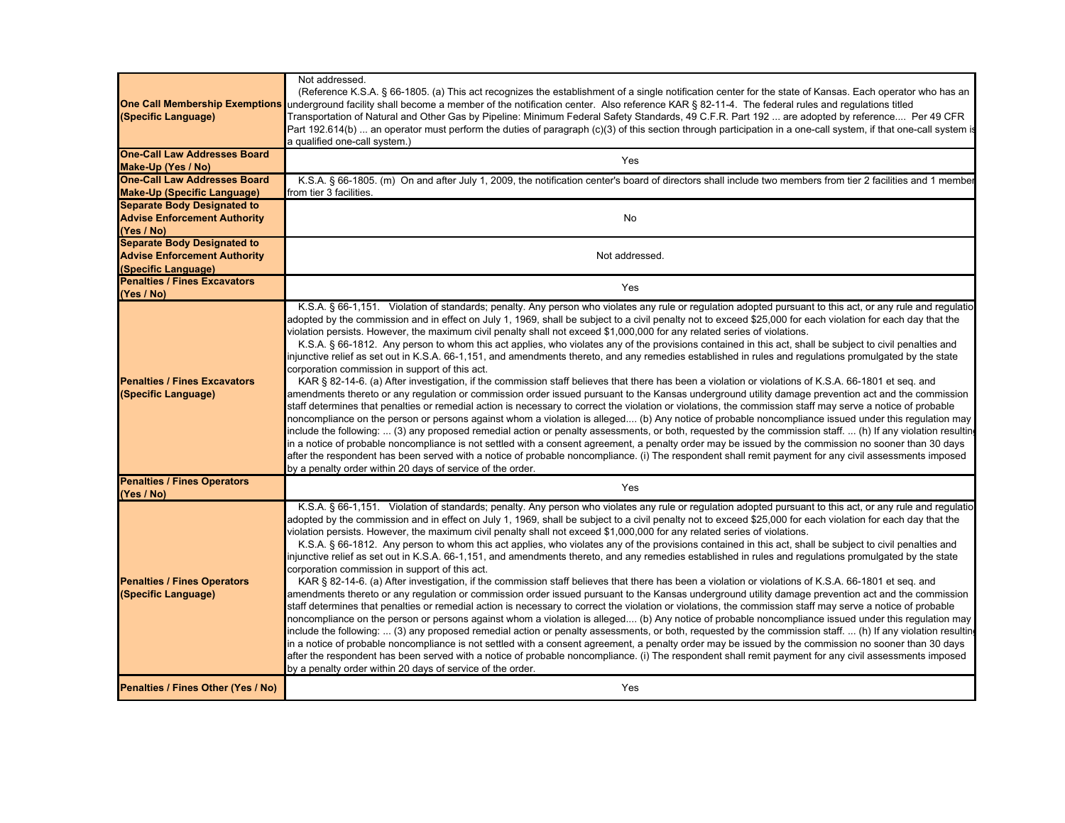| | |
|---|---|
| **One Call Membership Exemptions (Specific Language)** | Not addressed.<br>(Reference K.S.A. § 66-1805. (a) This act recognizes the establishment of a single notification center for the state of Kansas. Each operator who has an underground facility shall become a member of the notification center. Also reference KAR § 82-11-4. The federal rules and regulations titled Transportation of Natural and Other Gas by Pipeline: Minimum Federal Safety Standards, 49 C.F.R. Part 192 ... are adopted by reference.... Per 49 CFR Part 192.614(b) ... an operator must perform the duties of paragraph (c)(3) of this section through participation in a one-call system, if that one-call system is a qualified one-call system.) |
| **One-Call Law Addresses Board Make-Up (Yes / No)** | Yes |
| **One-Call Law Addresses Board Make-Up (Specific Language)** | K.S.A. § 66-1805. (m) On and after July 1, 2009, the notification center's board of directors shall include two members from tier 2 facilities and 1 member from tier 3 facilities. |
| **Separate Body Designated to Advise Enforcement Authority (Yes / No)** | No |
| **Separate Body Designated to Advise Enforcement Authority (Specific Language)** | Not addressed. |
| **Penalties / Fines Excavators (Yes / No)** | Yes |
| **Penalties / Fines Excavators (Specific Language)** | K.S.A. § 66-1,151. Violation of standards; penalty. Any person who violates any rule or regulation adopted pursuant to this act, or any rule and regulation adopted by the commission and in effect on July 1, 1969, shall be subject to a civil penalty not to exceed $25,000 for each violation for each day that the violation persists. However, the maximum civil penalty shall not exceed $1,000,000 for any related series of violations.<br>K.S.A. § 66-1812. Any person to whom this act applies, who violates any of the provisions contained in this act, shall be subject to civil penalties and injunctive relief as set out in K.S.A. 66-1,151, and amendments thereto, and any remedies established in rules and regulations promulgated by the state corporation commission in support of this act.<br>KAR § 82-14-6. (a) After investigation, if the commission staff believes that there has been a violation or violations of K.S.A. 66-1801 et seq. and amendments thereto or any regulation or commission order issued pursuant to the Kansas underground utility damage prevention act and the commission staff determines that penalties or remedial action is necessary to correct the violation or violations, the commission staff may serve a notice of probable noncompliance on the person or persons against whom a violation is alleged.... (b) Any notice of probable noncompliance issued under this regulation may include the following: ... (3) any proposed remedial action or penalty assessments, or both, requested by the commission staff. ... (h) If any violation resulting in a notice of probable noncompliance is not settled with a consent agreement, a penalty order may be issued by the commission no sooner than 30 days after the respondent has been served with a notice of probable noncompliance. (i) The respondent shall remit payment for any civil assessments imposed by a penalty order within 20 days of service of the order. |
| **Penalties / Fines Operators (Yes / No)** | Yes |
| **Penalties / Fines Operators (Specific Language)** | K.S.A. § 66-1,151. Violation of standards; penalty. Any person who violates any rule or regulation adopted pursuant to this act, or any rule and regulation adopted by the commission and in effect on July 1, 1969, shall be subject to a civil penalty not to exceed $25,000 for each violation for each day that the violation persists. However, the maximum civil penalty shall not exceed $1,000,000 for any related series of violations.<br>K.S.A. § 66-1812. Any person to whom this act applies, who violates any of the provisions contained in this act, shall be subject to civil penalties and injunctive relief as set out in K.S.A. 66-1,151, and amendments thereto, and any remedies established in rules and regulations promulgated by the state corporation commission in support of this act.<br>KAR § 82-14-6. (a) After investigation, if the commission staff believes that there has been a violation or violations of K.S.A. 66-1801 et seq. and amendments thereto or any regulation or commission order issued pursuant to the Kansas underground utility damage prevention act and the commission staff determines that penalties or remedial action is necessary to correct the violation or violations, the commission staff may serve a notice of probable noncompliance on the person or persons against whom a violation is alleged.... (b) Any notice of probable noncompliance issued under this regulation may include the following: ... (3) any proposed remedial action or penalty assessments, or both, requested by the commission staff. ... (h) If any violation resulting in a notice of probable noncompliance is not settled with a consent agreement, a penalty order may be issued by the commission no sooner than 30 days after the respondent has been served with a notice of probable noncompliance. (i) The respondent shall remit payment for any civil assessments imposed by a penalty order within 20 days of service of the order. |
| **Penalties / Fines Other (Yes / No)** | Yes |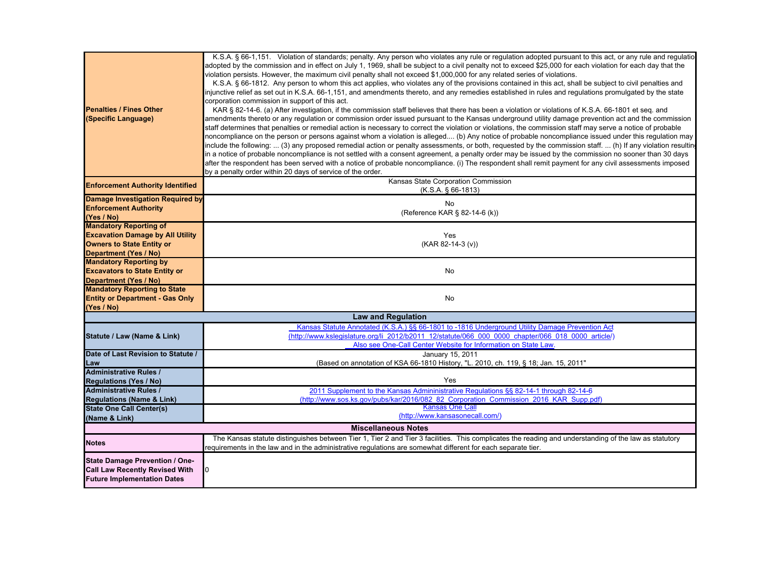| | |
|---|---|
| **Penalties / Fines Other (Specific Language)** | K.S.A. § 66-1,151. Violation of standards; penalty. Any person who violates any rule or regulation adopted pursuant to this act, or any rule and regulation adopted by the commission and in effect on July 1, 1969, shall be subject to a civil penalty not to exceed $25,000 for each violation for each day that the violation persists. However, the maximum civil penalty shall not exceed $1,000,000 for any related series of violations. K.S.A. § 66-1812. Any person to whom this act applies, who violates any of the provisions contained in this act, shall be subject to civil penalties and injunctive relief as set out in K.S.A. 66-1,151, and amendments thereto, and any remedies established in rules and regulations promulgated by the state corporation commission in support of this act. KAR § 82-14-6. (a) After investigation, if the commission staff believes that there has been a violation or violations of K.S.A. 66-1801 et seq. and amendments thereto or any regulation or commission order issued pursuant to the Kansas underground utility damage prevention act and the commission staff determines that penalties or remedial action is necessary to correct the violation or violations, the commission staff may serve a notice of probable noncompliance on the person or persons against whom a violation is alleged.... (b) Any notice of probable noncompliance issued under this regulation may include the following: ... (3) any proposed remedial action or penalty assessments, or both, requested by the commission staff. ... (h) If any violation resulting in a notice of probable noncompliance is not settled with a consent agreement, a penalty order may be issued by the commission no sooner than 30 days after the respondent has been served with a notice of probable noncompliance. (i) The respondent shall remit payment for any civil assessments imposed by a penalty order within 20 days of service of the order. |
| **Enforcement Authority Identified** | Kansas State Corporation Commission (K.S.A. § 66-1813) |
| **Damage Investigation Required by Enforcement Authority (Yes / No)** | No (Reference KAR § 82-14-6 (k)) |
| **Mandatory Reporting of Excavation Damage by All Utility Owners to State Entity or Department (Yes / No)** | Yes (KAR 82-14-3 (v)) |
| **Mandatory Reporting by Excavators to State Entity or Department (Yes / No)** | No |
| **Mandatory Reporting to State Entity or Department - Gas Only (Yes / No)** | No |
| **Law and Regulation** | |
| **Statute / Law (Name & Link)** | Kansas Statute Annotated (K.S.A.) §§ 66-1801 to -1816 Underground Utility Damage Prevention Act (http://www.kslegislature.org/li_2012/b2011_12/statute/066_000_0000_chapter/066_018_0000_article/) Also see One-Call Center Website for Information on State Law. |
| **Date of Last Revision to Statute / Law** | January 15, 2011 (Based on annotation of KSA 66-1810 History, "L. 2010, ch. 119, § 18; Jan. 15, 2011" |
| **Administrative Rules / Regulations (Yes / No)** | Yes |
| **Administrative Rules / Regulations (Name & Link)** | 2011 Supplement to the Kansas Admininistrative Regulations §§ 82-14-1 through 82-14-6 (http://www.sos.ks.gov/pubs/kar/2016/082_82_Corporation_Commission_2016_KAR_Supp.pdf) |
| **State One Call Center(s) (Name & Link)** | Kansas One Call (http://www.kansasonecall.com/) |
| **Miscellaneous Notes** | |
| **Notes** | The Kansas statute distinguishes between Tier 1, Tier 2 and Tier 3 facilities. This complicates the reading and understanding of the law as statutory requirements in the law and in the administrative regulations are somewhat different for each separate tier. |
| **State Damage Prevention / One-Call Law Recently Revised With Future Implementation Dates** | 0 |